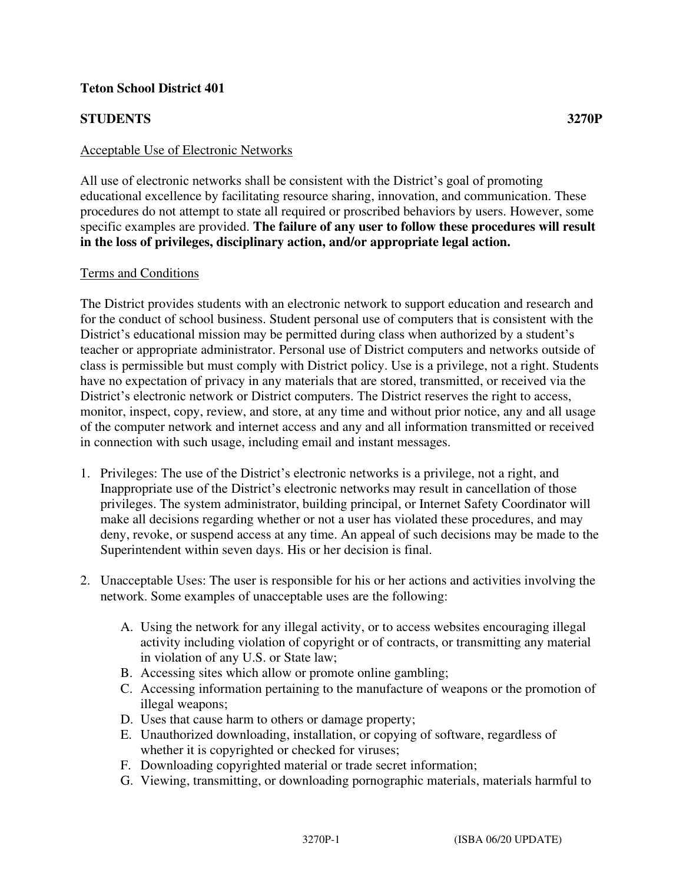**Teton School District 401**

**STUDENTS 3270P**

Acceptable Use of Electronic Networks

All use of electronic networks shall be consistent with the District's goal of promoting educational excellence by facilitating resource sharing, innovation, and communication. These procedures do not attempt to state all required or proscribed behaviors by users. However, some specific examples are provided. **The failure of any user to follow these procedures will result in the loss of privileges, disciplinary action, and/or appropriate legal action.**

Terms and Conditions

The District provides students with an electronic network to support education and research and for the conduct of school business. Student personal use of computers that is consistent with the District's educational mission may be permitted during class when authorized by a student's teacher or appropriate administrator. Personal use of District computers and networks outside of class is permissible but must comply with District policy. Use is a privilege, not a right. Students have no expectation of privacy in any materials that are stored, transmitted, or received via the District's electronic network or District computers. The District reserves the right to access, monitor, inspect, copy, review, and store, at any time and without prior notice, any and all usage of the computer network and internet access and any and all information transmitted or received in connection with such usage, including email and instant messages.

1. Privileges: The use of the District's electronic networks is a privilege, not a right, and Inappropriate use of the District's electronic networks may result in cancellation of those privileges. The system administrator, building principal, or Internet Safety Coordinator will make all decisions regarding whether or not a user has violated these procedures, and may deny, revoke, or suspend access at any time. An appeal of such decisions may be made to the Superintendent within seven days. His or her decision is final.

2. Unacceptable Uses: The user is responsible for his or her actions and activities involving the network. Some examples of unacceptable uses are the following:

   A. Using the network for any illegal activity, or to access websites encouraging illegal activity including violation of copyright or of contracts, or transmitting any material in violation of any U.S. or State law;
   B. Accessing sites which allow or promote online gambling;
   C. Accessing information pertaining to the manufacture of weapons or the promotion of illegal weapons;
   D. Uses that cause harm to others or damage property;
   E. Unauthorized downloading, installation, or copying of software, regardless of whether it is copyrighted or checked for viruses;
   F. Downloading copyrighted material or trade secret information;
   G. Viewing, transmitting, or downloading pornographic materials, materials harmful to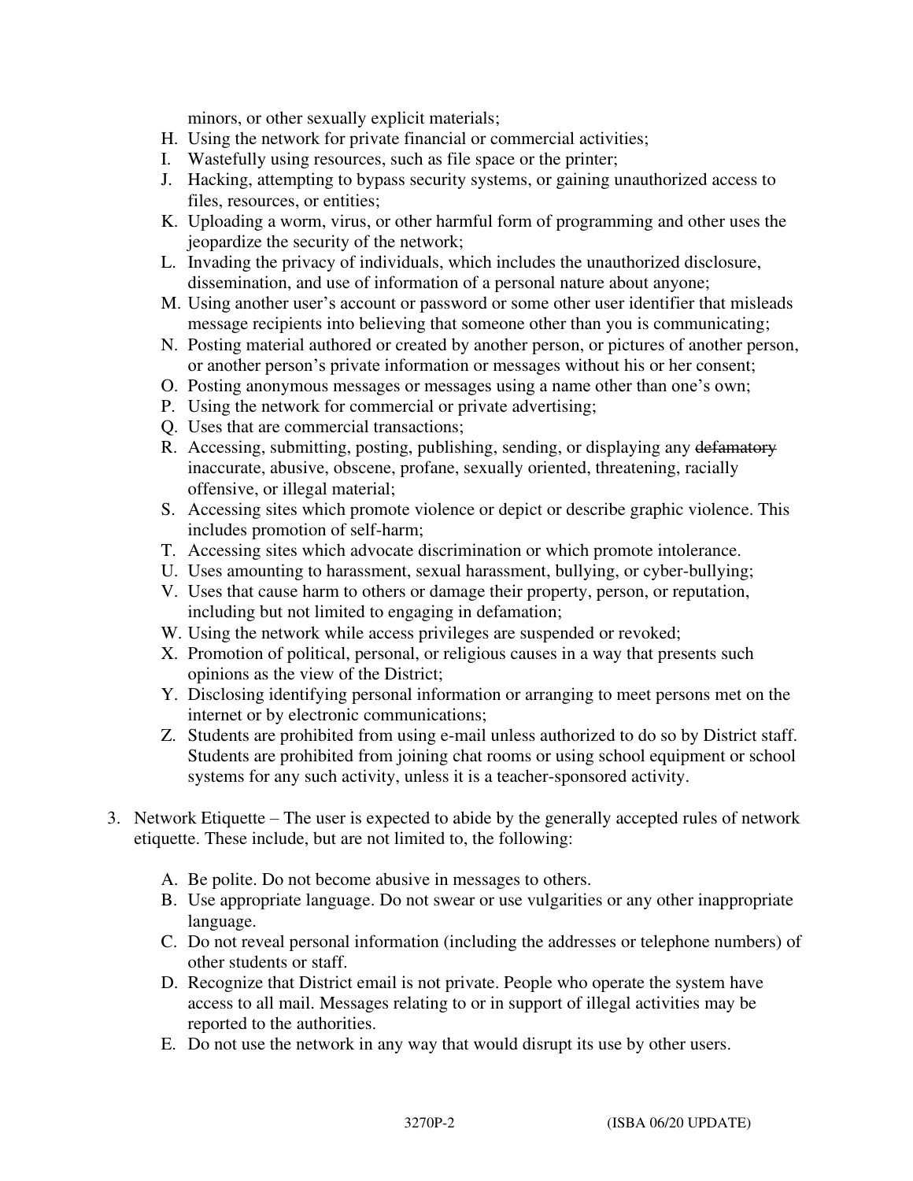minors, or other sexually explicit materials;

H. Using the network for private financial or commercial activities;
I. Wastefully using resources, such as file space or the printer;
J. Hacking, attempting to bypass security systems, or gaining unauthorized access to files, resources, or entities;
K. Uploading a worm, virus, or other harmful form of programming and other uses the jeopardize the security of the network;
L. Invading the privacy of individuals, which includes the unauthorized disclosure, dissemination, and use of information of a personal nature about anyone;
M. Using another user's account or password or some other user identifier that misleads message recipients into believing that someone other than you is communicating;
N. Posting material authored or created by another person, or pictures of another person, or another person's private information or messages without his or her consent;
O. Posting anonymous messages or messages using a name other than one's own;
P. Using the network for commercial or private advertising;
Q. Uses that are commercial transactions;
R. Accessing, submitting, posting, publishing, sending, or displaying any ~~defamatory~~ inaccurate, abusive, obscene, profane, sexually oriented, threatening, racially offensive, or illegal material;
S. Accessing sites which promote violence or depict or describe graphic violence. This includes promotion of self-harm;
T. Accessing sites which advocate discrimination or which promote intolerance.
U. Uses amounting to harassment, sexual harassment, bullying, or cyber-bullying;
V. Uses that cause harm to others or damage their property, person, or reputation, including but not limited to engaging in defamation;
W. Using the network while access privileges are suspended or revoked;
X. Promotion of political, personal, or religious causes in a way that presents such opinions as the view of the District;
Y. Disclosing identifying personal information or arranging to meet persons met on the internet or by electronic communications;
Z. Students are prohibited from using e-mail unless authorized to do so by District staff. Students are prohibited from joining chat rooms or using school equipment or school systems for any such activity, unless it is a teacher-sponsored activity.

3. Network Etiquette – The user is expected to abide by the generally accepted rules of network etiquette. These include, but are not limited to, the following:

   A. Be polite. Do not become abusive in messages to others.
   B. Use appropriate language. Do not swear or use vulgarities or any other inappropriate language.
   C. Do not reveal personal information (including the addresses or telephone numbers) of other students or staff.
   D. Recognize that District email is not private. People who operate the system have access to all mail. Messages relating to or in support of illegal activities may be reported to the authorities.
   E. Do not use the network in any way that would disrupt its use by other users.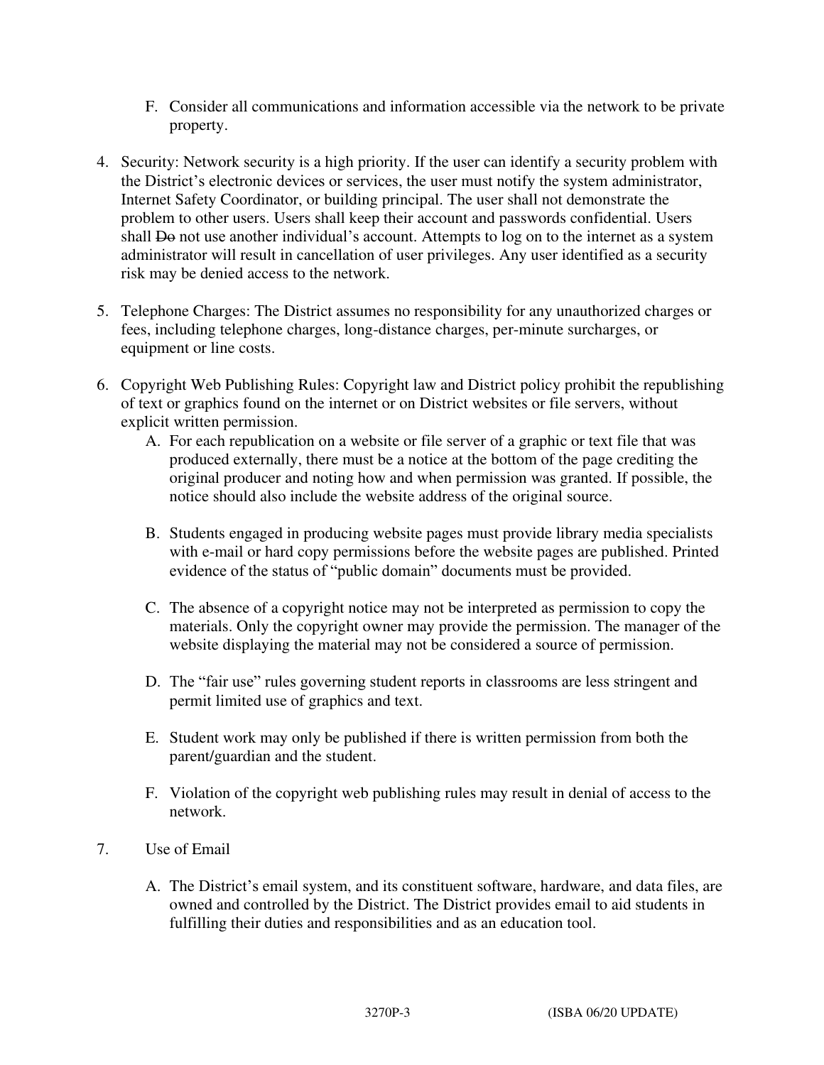F. Consider all communications and information accessible via the network to be private property.

4. Security: Network security is a high priority. If the user can identify a security problem with the District's electronic devices or services, the user must notify the system administrator, Internet Safety Coordinator, or building principal. The user shall not demonstrate the problem to other users. Users shall keep their account and passwords confidential. Users shall ~~Do~~ not use another individual's account. Attempts to log on to the internet as a system administrator will result in cancellation of user privileges. Any user identified as a security risk may be denied access to the network.

5. Telephone Charges: The District assumes no responsibility for any unauthorized charges or fees, including telephone charges, long-distance charges, per-minute surcharges, or equipment or line costs.

6. Copyright Web Publishing Rules: Copyright law and District policy prohibit the republishing of text or graphics found on the internet or on District websites or file servers, without explicit written permission.
   A. For each republication on a website or file server of a graphic or text file that was produced externally, there must be a notice at the bottom of the page crediting the original producer and noting how and when permission was granted. If possible, the notice should also include the website address of the original source.

   B. Students engaged in producing website pages must provide library media specialists with e-mail or hard copy permissions before the website pages are published. Printed evidence of the status of "public domain" documents must be provided.

   C. The absence of a copyright notice may not be interpreted as permission to copy the materials. Only the copyright owner may provide the permission. The manager of the website displaying the material may not be considered a source of permission.

   D. The "fair use" rules governing student reports in classrooms are less stringent and permit limited use of graphics and text.

   E. Student work may only be published if there is written permission from both the parent/guardian and the student.

   F. Violation of the copyright web publishing rules may result in denial of access to the network.

7. Use of Email

   A. The District's email system, and its constituent software, hardware, and data files, are owned and controlled by the District. The District provides email to aid students in fulfilling their duties and responsibilities and as an education tool.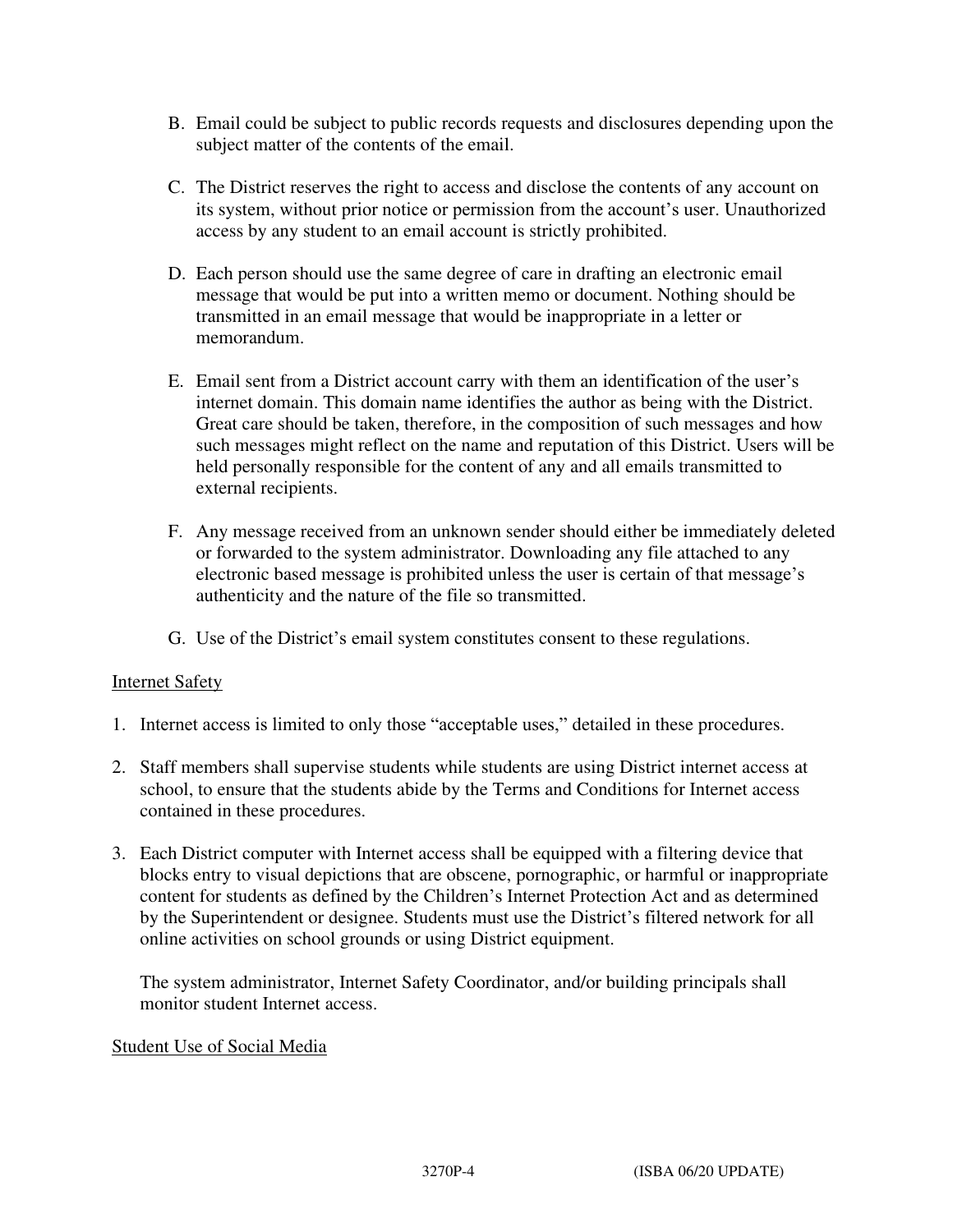B. Email could be subject to public records requests and disclosures depending upon the subject matter of the contents of the email.

C. The District reserves the right to access and disclose the contents of any account on its system, without prior notice or permission from the account's user. Unauthorized access by any student to an email account is strictly prohibited.

D. Each person should use the same degree of care in drafting an electronic email message that would be put into a written memo or document. Nothing should be transmitted in an email message that would be inappropriate in a letter or memorandum.

E. Email sent from a District account carry with them an identification of the user's internet domain. This domain name identifies the author as being with the District. Great care should be taken, therefore, in the composition of such messages and how such messages might reflect on the name and reputation of this District. Users will be held personally responsible for the content of any and all emails transmitted to external recipients.

F. Any message received from an unknown sender should either be immediately deleted or forwarded to the system administrator. Downloading any file attached to any electronic based message is prohibited unless the user is certain of that message's authenticity and the nature of the file so transmitted.

G. Use of the District's email system constitutes consent to these regulations.

Internet Safety

1. Internet access is limited to only those "acceptable uses," detailed in these procedures.

2. Staff members shall supervise students while students are using District internet access at school, to ensure that the students abide by the Terms and Conditions for Internet access contained in these procedures.

3. Each District computer with Internet access shall be equipped with a filtering device that blocks entry to visual depictions that are obscene, pornographic, or harmful or inappropriate content for students as defined by the Children's Internet Protection Act and as determined by the Superintendent or designee. Students must use the District's filtered network for all online activities on school grounds or using District equipment.

   The system administrator, Internet Safety Coordinator, and/or building principals shall monitor student Internet access.

Student Use of Social Media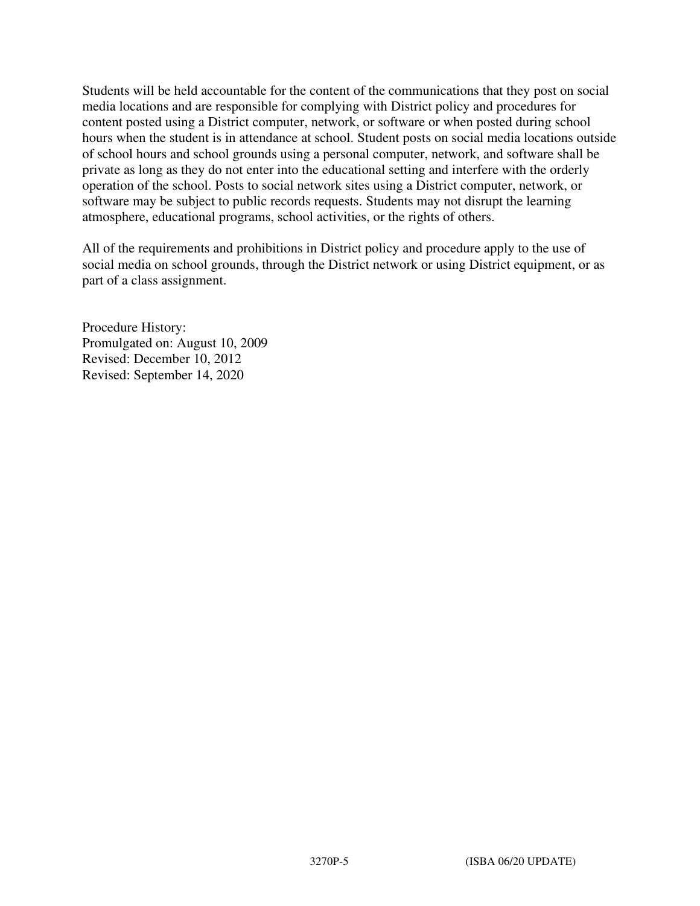Students will be held accountable for the content of the communications that they post on social media locations and are responsible for complying with District policy and procedures for content posted using a District computer, network, or software or when posted during school hours when the student is in attendance at school. Student posts on social media locations outside of school hours and school grounds using a personal computer, network, and software shall be private as long as they do not enter into the educational setting and interfere with the orderly operation of the school. Posts to social network sites using a District computer, network, or software may be subject to public records requests. Students may not disrupt the learning atmosphere, educational programs, school activities, or the rights of others.

All of the requirements and prohibitions in District policy and procedure apply to the use of social media on school grounds, through the District network or using District equipment, or as part of a class assignment.

Procedure History:
Promulgated on: August 10, 2009
Revised: December 10, 2012
Revised: September 14, 2020